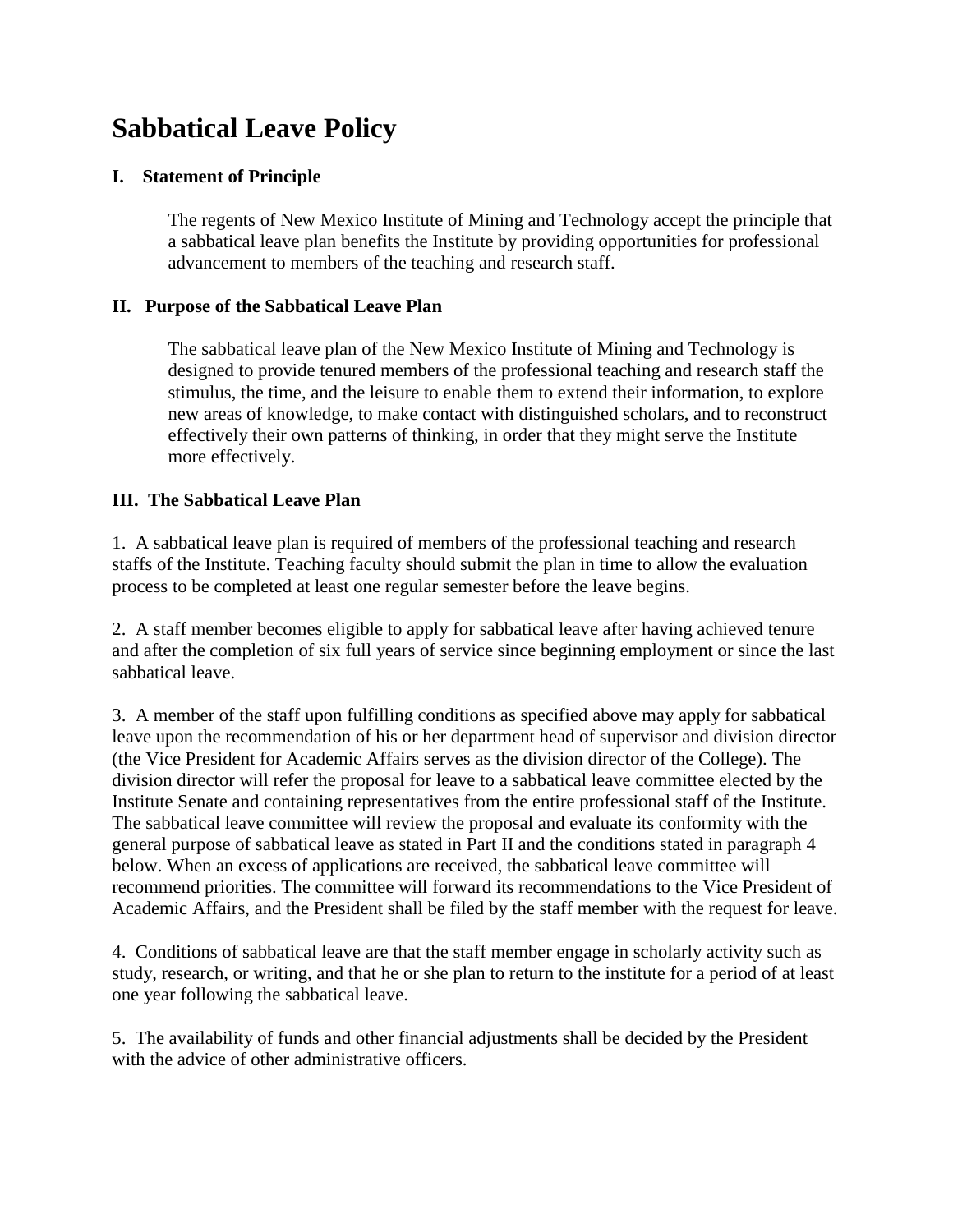# Sabbatical Leave Policy

## I. Statement of Principle

The regents of New Mexico Institute of Mining and Technology accept the principle that a sabbatical leave plan benefits the Institute by providing opportunities for professional advancement to members of the teaching and research staff.

## II. Purpose of the Sabbatical Leave Plan

The sabbatical leave plan of the New Mexico Institute of Mining and Technology is designed to provide tenured members of the professional teaching and research staff the stimulus, the time, and the leisure to enable them to extend their information, to explore new areas of knowledge, to make contact with distinguished scholars, and to reconstruct effectively their own patterns of thinking, in order that they might serve the Institute more effectively.

## III. The Sabbatical Leave Plan

1. A sabbatical leave plan is required of members of the professional teaching and research staffs of the Institute. Teaching faculty should submit the plan in time to allow the evaluation process to be completed at least one regular semester before the leave begins.

2. A staff member becomes eligible to apply for sabbatical leave after having achieved tenure and after the completion of six full years of service since beginning employment or since the last sabbatical leave.

3. A member of the staff upon fulfilling conditions as specified above may apply for sabbatical leave upon the recommendation of his or her department head of supervisor and division director (the Vice President for Academic Affairs serves as the division director of the College). The division director will refer the proposal for leave to a sabbatical leave committee elected by the Institute Senate and containing representatives from the entire professional staff of the Institute. The sabbatical leave committee will review the proposal and evaluate its conformity with the general purpose of sabbatical leave as stated in Part II and the conditions stated in paragraph 4 below. When an excess of applications are received, the sabbatical leave committee will recommend priorities. The committee will forward its recommendations to the Vice President of Academic Affairs, and the President shall be filed by the staff member with the request for leave.

4. Conditions of sabbatical leave are that the staff member engage in scholarly activity such as study, research, or writing, and that he or she plan to return to the institute for a period of at least one year following the sabbatical leave.

5. The availability of funds and other financial adjustments shall be decided by the President with the advice of other administrative officers.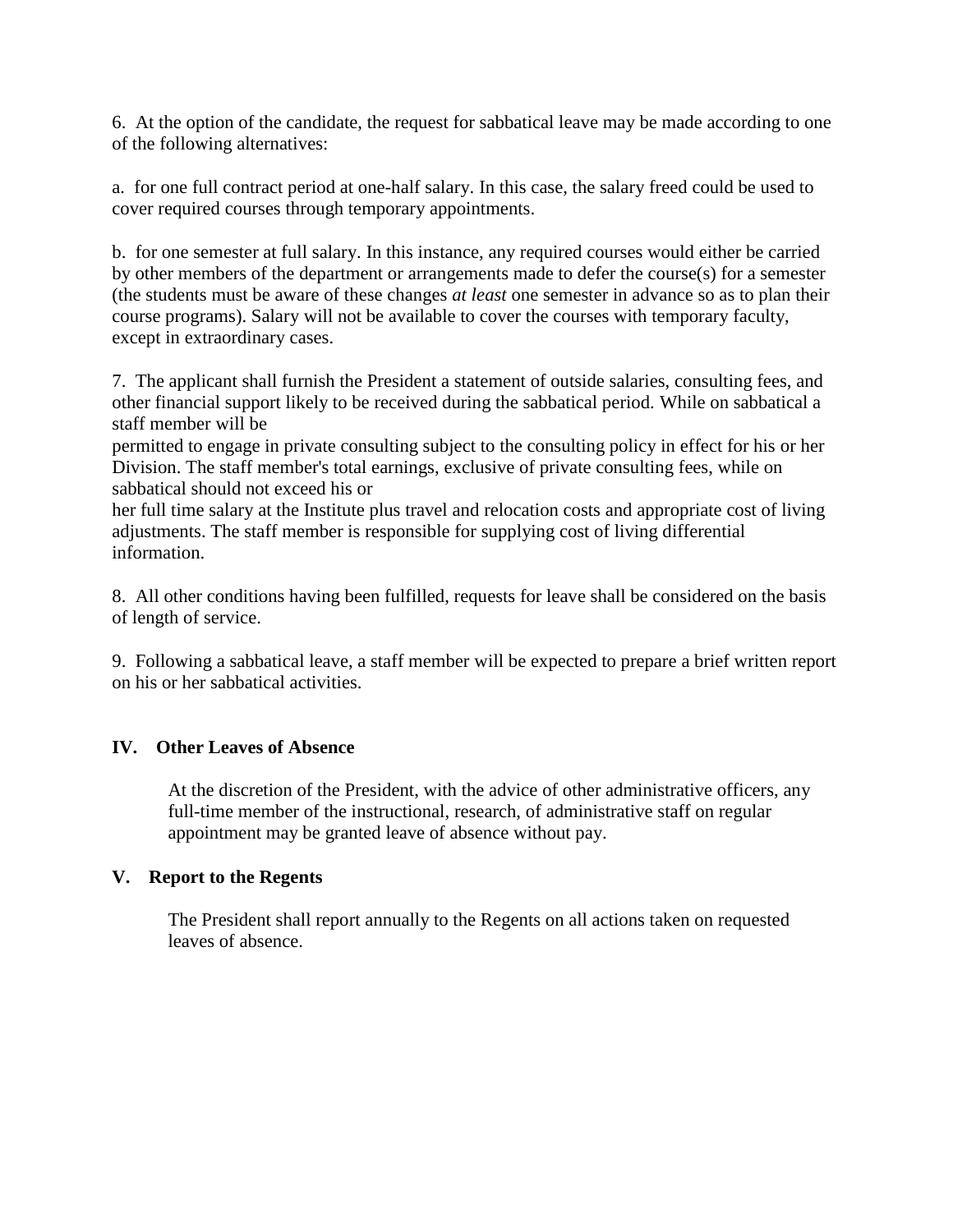6. At the option of the candidate, the request for sabbatical leave may be made according to one of the following alternatives:

a. for one full contract period at one-half salary. In this case, the salary freed could be used to cover required courses through temporary appointments.

b. for one semester at full salary. In this instance, any required courses would either be carried by other members of the department or arrangements made to defer the course(s) for a semester (the students must be aware of these changes *at least* one semester in advance so as to plan their course programs). Salary will not be available to cover the courses with temporary faculty, except in extraordinary cases.

7. The applicant shall furnish the President a statement of outside salaries, consulting fees, and other financial support likely to be received during the sabbatical period. While on sabbatical a staff member will be permitted to engage in private consulting subject to the consulting policy in effect for his or her Division. The staff member's total earnings, exclusive of private consulting fees, while on sabbatical should not exceed his or her full time salary at the Institute plus travel and relocation costs and appropriate cost of living adjustments. The staff member is responsible for supplying cost of living differential information.

8. All other conditions having been fulfilled, requests for leave shall be considered on the basis of length of service.

9. Following a sabbatical leave, a staff member will be expected to prepare a brief written report on his or her sabbatical activities.

## IV. Other Leaves of Absence

At the discretion of the President, with the advice of other administrative officers, any full-time member of the instructional, research, of administrative staff on regular appointment may be granted leave of absence without pay.

## V. Report to the Regents

The President shall report annually to the Regents on all actions taken on requested leaves of absence.